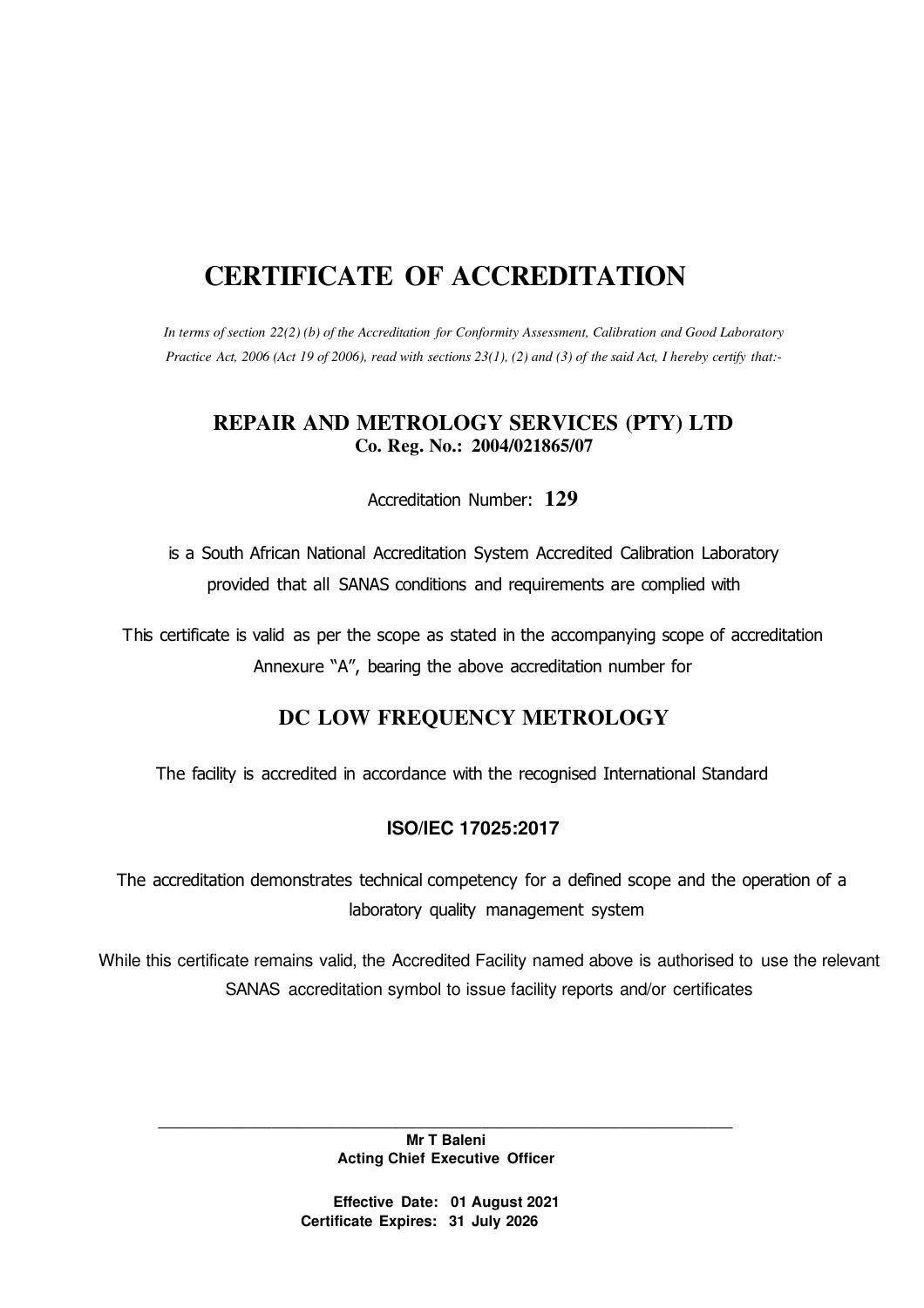# CERTIFICATE OF ACCREDITATION

*In terms of section 22(2) (b) of the Accreditation for Conformity Assessment, Calibration and Good Laboratory Practice Act, 2006 (Act 19 of 2006), read with sections 23(1), (2) and (3) of the said Act, I hereby certify that:-*

## REPAIR AND METROLOGY SERVICES (PTY) LTD

**Co. Reg. No.: 2004/021865/07**

Accreditation Number: **129**

is a South African National Accreditation System Accredited Calibration Laboratory provided that all SANAS conditions and requirements are complied with

This certificate is valid as per the scope as stated in the accompanying scope of accreditation Annexure "A", bearing the above accreditation number for

## DC LOW FREQUENCY METROLOGY

The facility is accredited in accordance with the recognised International Standard

**ISO/IEC 17025:2017**

The accreditation demonstrates technical competency for a defined scope and the operation of a laboratory quality management system

While this certificate remains valid, the Accredited Facility named above is authorised to use the relevant SANAS accreditation symbol to issue facility reports and/or certificates

---

**Mr T Baleni**
**Acting Chief Executive Officer**

**Effective Date: 01 August 2021**
**Certificate Expires: 31 July 2026**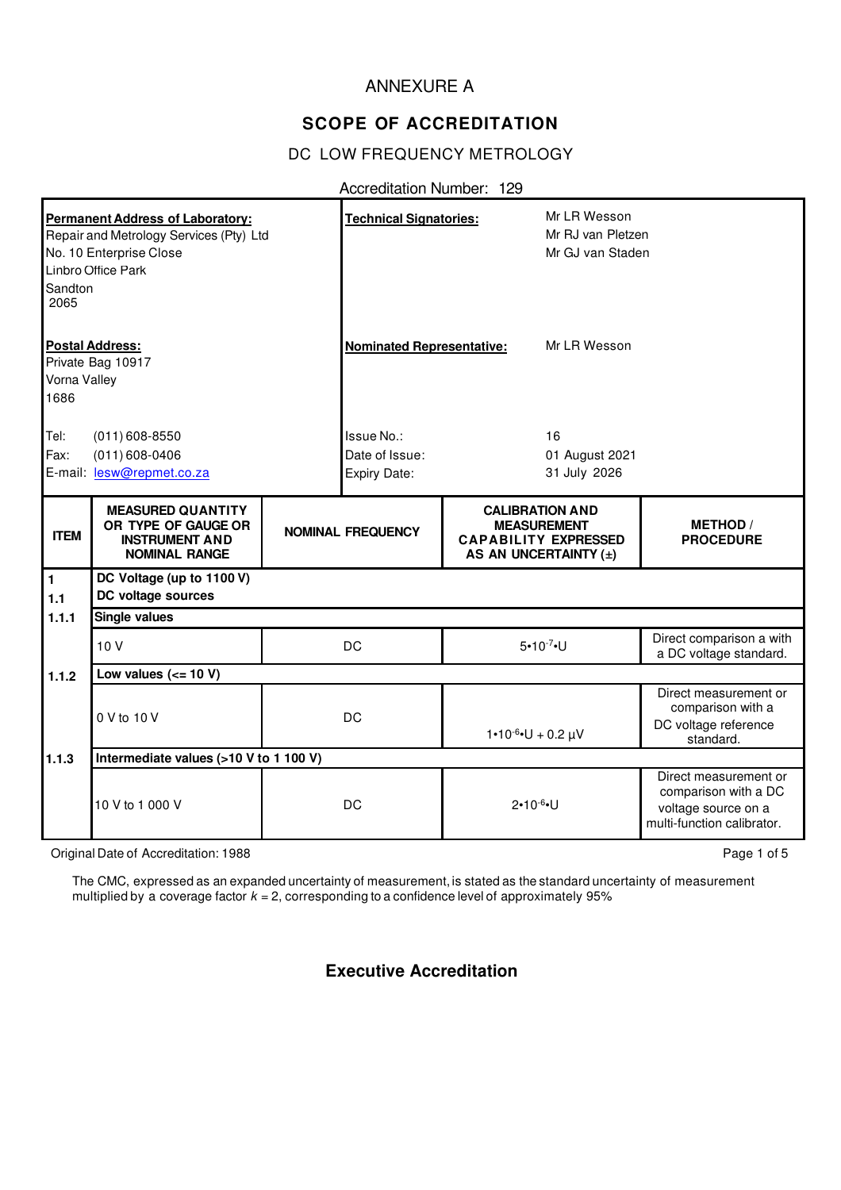ANNEXURE A

## SCOPE OF ACCREDITATION

DC LOW FREQUENCY METROLOGY

Accreditation Number: 129

| | |
|---|---|
| **Permanent Address of Laboratory:**<br>Repair and Metrology Services (Pty) Ltd<br>No. 10 Enterprise Close<br>Linbro Office Park<br>Sandton<br>2065 | **Technical Signatories:** Mr LR Wesson<br>Mr RJ van Pletzen<br>Mr GJ van Staden |
| **Postal Address:**<br>Private Bag 10917<br>Vorna Valley<br>1686 | **Nominated Representative:** Mr LR Wesson |
| Tel: (011) 608-8550<br>Fax: (011) 608-0406<br>E-mail: lesw@repmet.co.za | Issue No.: 16<br>Date of Issue: 01 August 2021<br>Expiry Date: 31 July 2026 |

| ITEM | MEASURED QUANTITY OR TYPE OF GAUGE OR INSTRUMENT AND NOMINAL RANGE | NOMINAL FREQUENCY | CALIBRATION AND MEASUREMENT CAPABILITY EXPRESSED AS AN UNCERTAINTY (±) | METHOD / PROCEDURE |
|---|---|---|---|---|
| **1** | **DC Voltage (up to 1100 V)** | | | |
| **1.1** | **DC voltage sources** | | | |
| **1.1.1** | **Single values** | | | |
| | 10 V | DC | $5 \cdot 10^{-7} \cdot U$ | Direct comparison a with a DC voltage standard. |
| **1.1.2** | **Low values (<= 10 V)** | | | |
| | 0 V to 10 V | DC | $1 \cdot 10^{-6} \cdot U + 0.2\ \mu V$ | Direct measurement or comparison with a DC voltage reference standard. |
| **1.1.3** | **Intermediate values (>10 V to 1 100 V)** | | | |
| | 10 V to 1 000 V | DC | $2 \cdot 10^{-6} \cdot U$ | Direct measurement or comparison with a DC voltage source on a multi-function calibrator. |

Original Date of Accreditation: 1988

The CMC, expressed as an expanded uncertainty of measurement, is stated as the standard uncertainty of measurement multiplied by a coverage factor $k = 2$, corresponding to a confidence level of approximately 95%

**Executive Accreditation**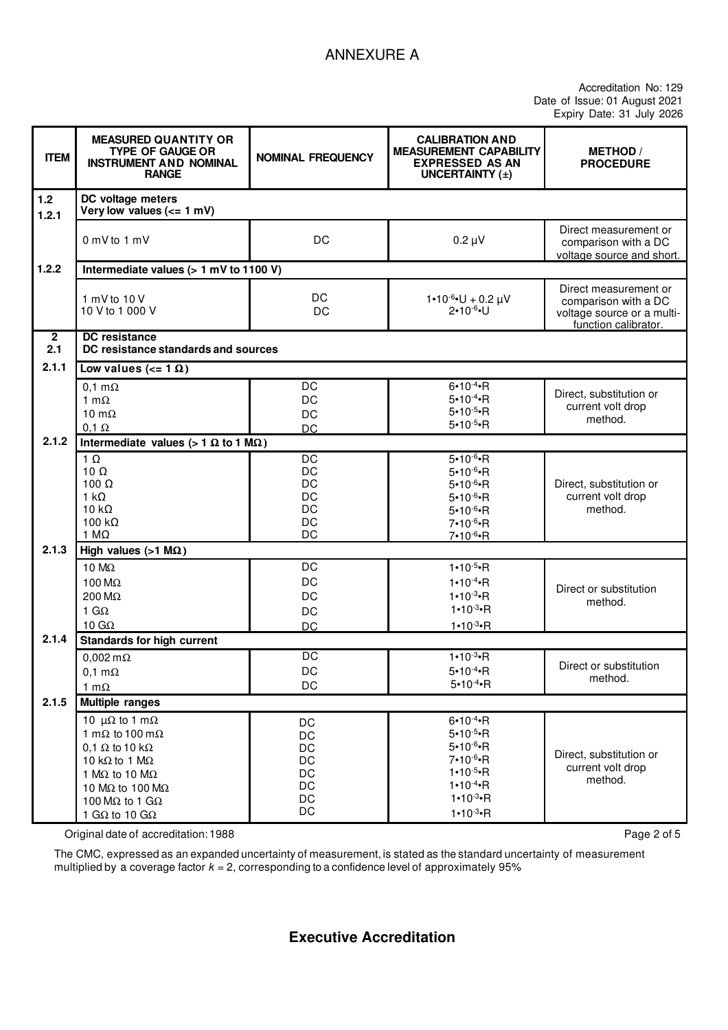# ANNEXURE A

Accreditation No: 129
Date of Issue: 01 August 2021
Expiry Date: 31 July 2026

| ITEM | MEASURED QUANTITY OR TYPE OF GAUGE OR INSTRUMENT AND NOMINAL RANGE | NOMINAL FREQUENCY | CALIBRATION AND MEASUREMENT CAPABILITY EXPRESSED AS AN UNCERTAINTY (±) | METHOD / PROCEDURE |
|---|---|---|---|---|
| 1.2<br>1.2.1 | **DC voltage meters**<br>**Very low values (<= 1 mV)** | | | |
| | 0 mV to 1 mV | DC | 0.2 µV | Direct measurement or comparison with a DC voltage source and short. |
| 1.2.2 | **Intermediate values (> 1 mV to 1100 V)** | | | |
| | 1 mV to 10 V<br>10 V to 1 000 V | DC<br>DC | $1 \cdot 10^{-6} \cdot U + 0.2$ µV<br>$2 \cdot 10^{-6} \cdot U$ | Direct measurement or comparison with a DC voltage source or a multi-function calibrator. |
| 2<br>2.1 | **DC resistance**<br>**DC resistance standards and sources** | | | |
| 2.1.1 | **Low values (<= 1 Ω)** | | | |
| | 0,1 mΩ<br>1 mΩ<br>10 mΩ<br>0,1 Ω | DC<br>DC<br>DC<br>DC | $6 \cdot 10^{-4} \cdot R$<br>$5 \cdot 10^{-4} \cdot R$<br>$5 \cdot 10^{-5} \cdot R$<br>$5 \cdot 10^{-5} \cdot R$ | Direct, substitution or current volt drop method. |
| 2.1.2 | **Intermediate values (> 1 Ω to 1 MΩ)** | | | |
| | 1 Ω<br>10 Ω<br>100 Ω<br>1 kΩ<br>10 kΩ<br>100 kΩ<br>1 MΩ | DC<br>DC<br>DC<br>DC<br>DC<br>DC<br>DC | $5 \cdot 10^{-6} \cdot R$<br>$5 \cdot 10^{-6} \cdot R$<br>$5 \cdot 10^{-6} \cdot R$<br>$5 \cdot 10^{-6} \cdot R$<br>$5 \cdot 10^{-6} \cdot R$<br>$7 \cdot 10^{-6} \cdot R$<br>$7 \cdot 10^{-6} \cdot R$ | Direct, substitution or current volt drop method. |
| 2.1.3 | **High values (>1 MΩ)** | | | |
| | 10 MΩ<br>100 MΩ<br>200 MΩ<br>1 GΩ<br>10 GΩ | DC<br>DC<br>DC<br>DC<br>DC | $1 \cdot 10^{-5} \cdot R$<br>$1 \cdot 10^{-4} \cdot R$<br>$1 \cdot 10^{-3} \cdot R$<br>$1 \cdot 10^{-3} \cdot R$<br>$1 \cdot 10^{-3} \cdot R$ | Direct or substitution method. |
| 2.1.4 | **Standards for high current** | | | |
| | 0,002 mΩ<br>0,1 mΩ<br>1 mΩ | DC<br>DC<br>DC | $1 \cdot 10^{-3} \cdot R$<br>$5 \cdot 10^{-4} \cdot R$<br>$5 \cdot 10^{-4} \cdot R$ | Direct or substitution method. |
| 2.1.5 | **Multiple ranges** | | | |
| | 10 µΩ to 1 mΩ<br>1 mΩ to 100 mΩ<br>0,1 Ω to 10 kΩ<br>10 kΩ to 1 MΩ<br>1 MΩ to 10 MΩ<br>10 MΩ to 100 MΩ<br>100 MΩ to 1 GΩ<br>1 GΩ to 10 GΩ | DC<br>DC<br>DC<br>DC<br>DC<br>DC<br>DC<br>DC | $6 \cdot 10^{-4} \cdot R$<br>$5 \cdot 10^{-5} \cdot R$<br>$5 \cdot 10^{-6} \cdot R$<br>$7 \cdot 10^{-6} \cdot R$<br>$1 \cdot 10^{-5} \cdot R$<br>$1 \cdot 10^{-4} \cdot R$<br>$1 \cdot 10^{-3} \cdot R$<br>$1 \cdot 10^{-3} \cdot R$ | Direct, substitution or current volt drop method. |

Original date of accreditation: 1988

The CMC, expressed as an expanded uncertainty of measurement, is stated as the standard uncertainty of measurement multiplied by a coverage factor $k = 2$, corresponding to a confidence level of approximately 95%

**Executive Accreditation**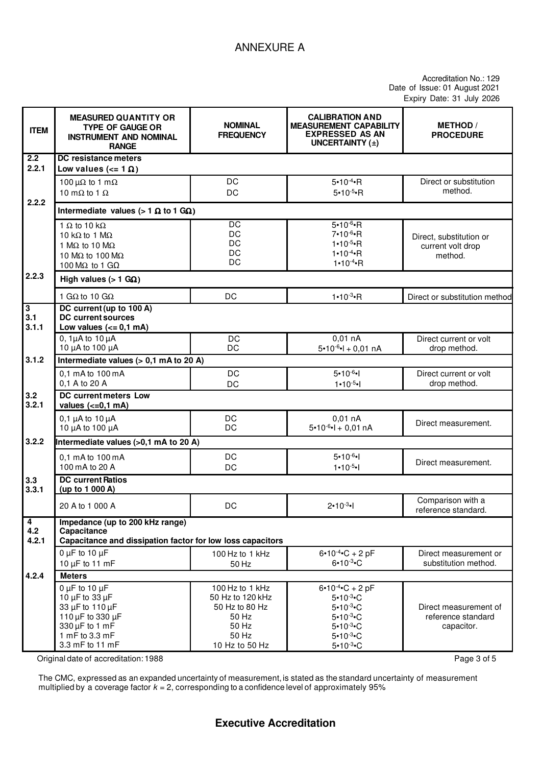# ANNEXURE A

Accreditation No.: 129
Date of Issue: 01 August 2021
Expiry Date: 31 July 2026

| ITEM | MEASURED QUANTITY OR TYPE OF GAUGE OR INSTRUMENT AND NOMINAL RANGE | NOMINAL FREQUENCY | CALIBRATION AND MEASUREMENT CAPABILITY EXPRESSED AS AN UNCERTAINTY (±) | METHOD / PROCEDURE |
|---|---|---|---|---|
| **2.2** | **DC resistance meters** | | | |
| **2.2.1** | **Low values (<= 1 Ω)** | | | |
| | 100 μΩ to 1 mΩ<br>10 mΩ to 1 Ω | DC<br>DC | $5 \cdot 10^{-4} \cdot R$<br>$5 \cdot 10^{-5} \cdot R$ | Direct or substitution method. |
| **2.2.2** | **Intermediate values (> 1 Ω to 1 GΩ)** | | | |
| | 1 Ω to 10 kΩ<br>10 kΩ to 1 MΩ<br>1 MΩ to 10 MΩ<br>10 MΩ to 100 MΩ<br>100 MΩ to 1 GΩ | DC<br>DC<br>DC<br>DC<br>DC | $5 \cdot 10^{-6} \cdot R$<br>$7 \cdot 10^{-6} \cdot R$<br>$1 \cdot 10^{-5} \cdot R$<br>$1 \cdot 10^{-4} \cdot R$<br>$1 \cdot 10^{-4} \cdot R$ | Direct, substitution or current volt drop method. |
| **2.2.3** | **High values (> 1 GΩ)** | | | |
| | 1 GΩ to 10 GΩ | DC | $1 \cdot 10^{-3} \cdot R$ | Direct or substitution method |
| **3**<br>**3.1**<br>**3.1.1** | **DC current (up to 100 A)**<br>**DC current sources**<br>**Low values (<= 0,1 mA)** | | | |
| | 0, 1μA to 10 μA<br>10 μA to 100 μA | DC<br>DC | 0,01 nA<br>$5 \cdot 10^{-6} \cdot I$ + 0,01 nA | Direct current or volt drop method. |
| **3.1.2** | **Intermediate values (> 0,1 mA to 20 A)** | | | |
| | 0,1 mA to 100 mA<br>0,1 A to 20 A | DC<br>DC | $5 \cdot 10^{-6} \cdot I$<br>$1 \cdot 10^{-5} \cdot I$ | Direct current or volt drop method. |
| **3.2**<br>**3.2.1** | **DC current meters Low values (<=0,1 mA)** | | | |
| | 0,1 μA to 10 μA<br>10 μA to 100 μA | DC<br>DC | 0,01 nA<br>$5 \cdot 10^{-6} \cdot I$ + 0,01 nA | Direct measurement. |
| **3.2.2** | **Intermediate values (>0,1 mA to 20 A)** | | | |
| | 0,1 mA to 100 mA<br>100 mA to 20 A | DC<br>DC | $5 \cdot 10^{-6} \cdot I$<br>$1 \cdot 10^{-5} \cdot I$ | Direct measurement. |
| **3.3**<br>**3.3.1** | **DC current Ratios (up to 1 000 A)** | | | |
| | 20 A to 1 000 A | DC | $2 \cdot 10^{-3} \cdot I$ | Comparison with a reference standard. |
| **4**<br>**4.2**<br>**4.2.1** | **Impedance (up to 200 kHz range)**<br>**Capacitance**<br>**Capacitance and dissipation factor for low loss capacitors** | | | |
| | 0 μF to 10 μF<br>10 μF to 11 mF | 100 Hz to 1 kHz<br>50 Hz | $6 \cdot 10^{-4} \cdot C$ + 2 pF<br>$6 \cdot 10^{-3} \cdot C$ | Direct measurement or substitution method. |
| **4.2.4** | **Meters** | | | |
| | 0 μF to 10 μF<br>10 μF to 33 μF<br>33 μF to 110 μF<br>110 μF to 330 μF<br>330 μF to 1 mF<br>1 mF to 3.3 mF<br>3.3 mF to 11 mF | 100 Hz to 1 kHz<br>50 Hz to 120 kHz<br>50 Hz to 80 Hz<br>50 Hz<br>50 Hz<br>50 Hz<br>10 Hz to 50 Hz | $6 \cdot 10^{-4} \cdot C$ + 2 pF<br>$5 \cdot 10^{-3} \cdot C$<br>$5 \cdot 10^{-3} \cdot C$<br>$5 \cdot 10^{-3} \cdot C$<br>$5 \cdot 10^{-3} \cdot C$<br>$5 \cdot 10^{-3} \cdot C$<br>$5 \cdot 10^{-3} \cdot C$ | Direct measurement of reference standard capacitor. |

Original date of accreditation: 1988

The CMC, expressed as an expanded uncertainty of measurement, is stated as the standard uncertainty of measurement multiplied by a coverage factor $k = 2$, corresponding to a confidence level of approximately 95%

**Executive Accreditation**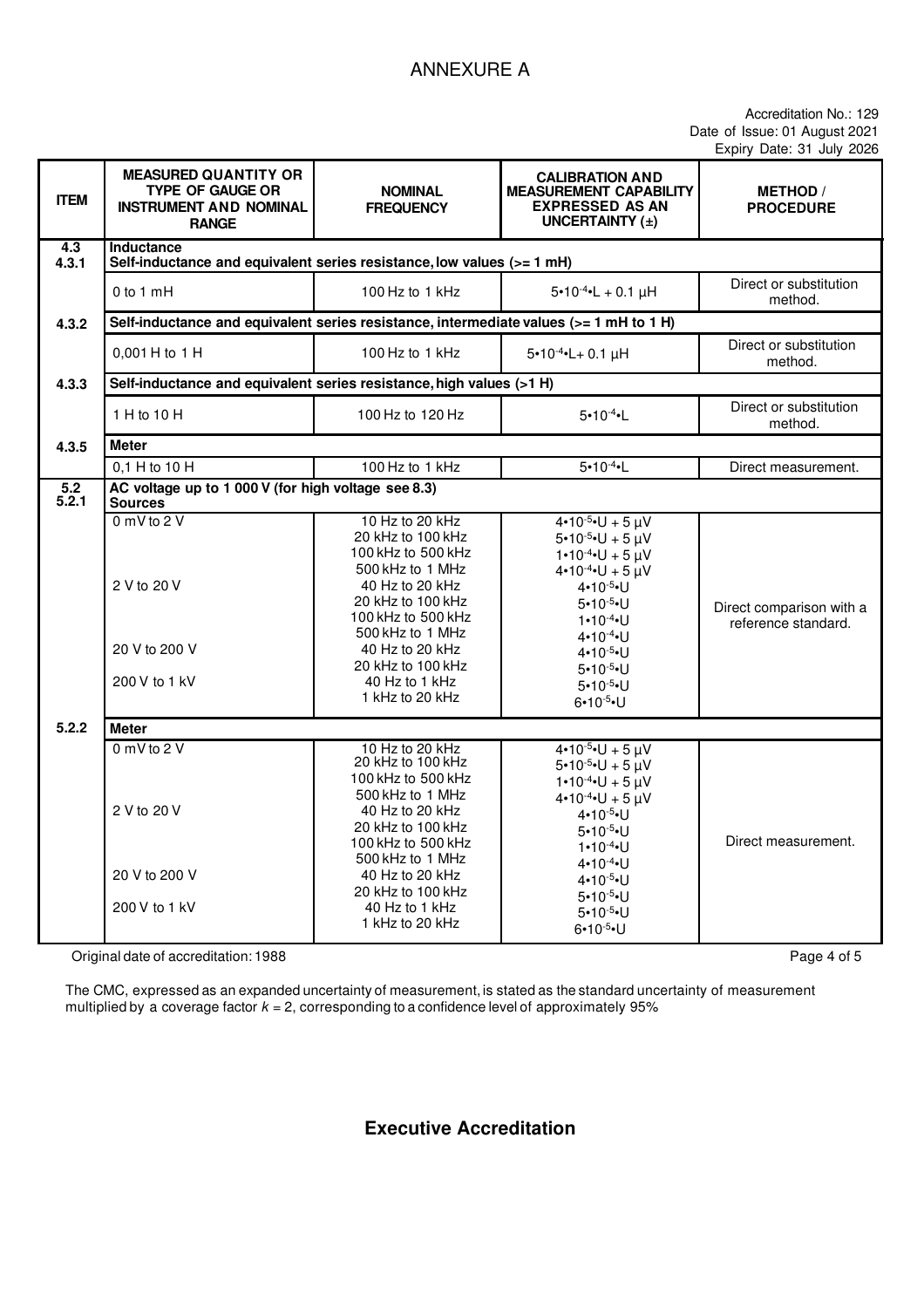# ANNEXURE A

Accreditation No.: 129
Date of Issue: 01 August 2021
Expiry Date: 31 July 2026

| ITEM | MEASURED QUANTITY OR TYPE OF GAUGE OR INSTRUMENT AND NOMINAL RANGE | NOMINAL FREQUENCY | CALIBRATION AND MEASUREMENT CAPABILITY EXPRESSED AS AN UNCERTAINTY (±) | METHOD / PROCEDURE |
|---|---|---|---|---|
| 4.3<br>4.3.1 | **Inductance**<br>**Self-inductance and equivalent series resistance, low values (>= 1 mH)** | | | |
| | 0 to 1 mH | 100 Hz to 1 kHz | $5 \cdot 10^{-4} \cdot L + 0.1$ µH | Direct or substitution method. |
| 4.3.2 | **Self-inductance and equivalent series resistance, intermediate values (>= 1 mH to 1 H)** | | | |
| | 0,001 H to 1 H | 100 Hz to 1 kHz | $5 \cdot 10^{-4} \cdot L + 0.1$ µH | Direct or substitution method. |
| 4.3.3 | **Self-inductance and equivalent series resistance, high values (>1 H)** | | | |
| | 1 H to 10 H | 100 Hz to 120 Hz | $5 \cdot 10^{-4} \cdot L$ | Direct or substitution method. |
| 4.3.5 | **Meter** | | | |
| | 0,1 H to 10 H | 100 Hz to 1 kHz | $5 \cdot 10^{-4} \cdot L$ | Direct measurement. |
| 5.2<br>5.2.1 | **AC voltage up to 1 000 V (for high voltage see 8.3)**<br>**Sources** | | | |
| | 0 mV to 2 V | 10 Hz to 20 kHz<br>20 kHz to 100 kHz<br>100 kHz to 500 kHz<br>500 kHz to 1 MHz | $4 \cdot 10^{-5} \cdot U + 5$ µV<br>$5 \cdot 10^{-5} \cdot U + 5$ µV<br>$1 \cdot 10^{-4} \cdot U + 5$ µV<br>$4 \cdot 10^{-4} \cdot U + 5$ µV | Direct comparison with a reference standard. |
| | 2 V to 20 V | 40 Hz to 20 kHz<br>20 kHz to 100 kHz<br>100 kHz to 500 kHz<br>500 kHz to 1 MHz | $4 \cdot 10^{-5} \cdot U$<br>$5 \cdot 10^{-5} \cdot U$<br>$1 \cdot 10^{-4} \cdot U$<br>$4 \cdot 10^{-4} \cdot U$ | |
| | 20 V to 200 V | 40 Hz to 20 kHz<br>20 kHz to 100 kHz | $4 \cdot 10^{-5} \cdot U$<br>$5 \cdot 10^{-5} \cdot U$ | |
| | 200 V to 1 kV | 40 Hz to 1 kHz<br>1 kHz to 20 kHz | $5 \cdot 10^{-5} \cdot U$<br>$6 \cdot 10^{-5} \cdot U$ | |
| 5.2.2 | **Meter** | | | |
| | 0 mV to 2 V | 10 Hz to 20 kHz<br>20 kHz to 100 kHz<br>100 kHz to 500 kHz<br>500 kHz to 1 MHz | $4 \cdot 10^{-5} \cdot U + 5$ µV<br>$5 \cdot 10^{-5} \cdot U + 5$ µV<br>$1 \cdot 10^{-4} \cdot U + 5$ µV<br>$4 \cdot 10^{-4} \cdot U + 5$ µV | Direct measurement. |
| | 2 V to 20 V | 40 Hz to 20 kHz<br>20 kHz to 100 kHz<br>100 kHz to 500 kHz<br>500 kHz to 1 MHz | $4 \cdot 10^{-5} \cdot U$<br>$5 \cdot 10^{-5} \cdot U$<br>$1 \cdot 10^{-4} \cdot U$<br>$4 \cdot 10^{-4} \cdot U$ | |
| | 20 V to 200 V | 40 Hz to 20 kHz<br>20 kHz to 100 kHz | $4 \cdot 10^{-5} \cdot U$<br>$5 \cdot 10^{-5} \cdot U$ | |
| | 200 V to 1 kV | 40 Hz to 1 kHz<br>1 kHz to 20 kHz | $5 \cdot 10^{-5} \cdot U$<br>$6 \cdot 10^{-5} \cdot U$ | |

Original date of accreditation: 1988

The CMC, expressed as an expanded uncertainty of measurement, is stated as the standard uncertainty of measurement multiplied by a coverage factor $k = 2$, corresponding to a confidence level of approximately 95%

**Executive Accreditation**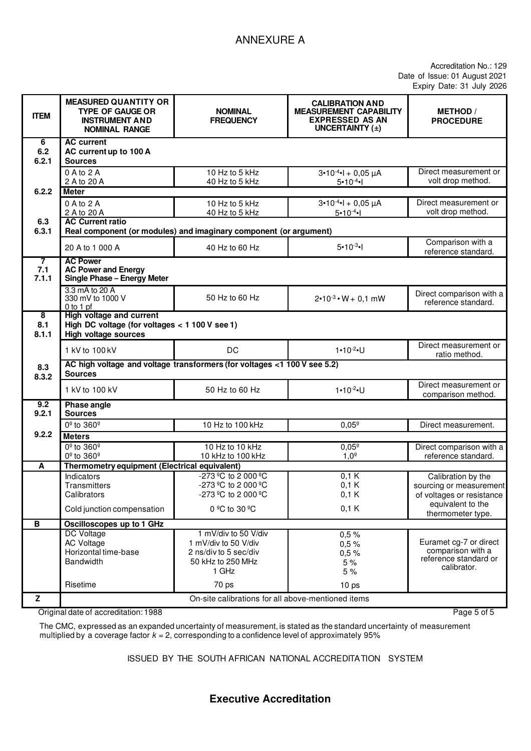# ANNEXURE A

Accreditation No.: 129
Date of Issue: 01 August 2021
Expiry Date: 31 July 2026

| ITEM | MEASURED QUANTITY OR TYPE OF GAUGE OR INSTRUMENT AND NOMINAL RANGE | NOMINAL FREQUENCY | CALIBRATION AND MEASUREMENT CAPABILITY EXPRESSED AS AN UNCERTAINTY (±) | METHOD / PROCEDURE |
|---|---|---|---|---|
| 6<br>6.2<br>6.2.1 | **AC current**<br>**AC current up to 100 A**<br>**Sources** | | | |
| | 0 A to 2 A<br>2 A to 20 A | 10 Hz to 5 kHz<br>40 Hz to 5 kHz | $3 \cdot 10^{-4} \cdot I + 0{,}05\ \mu A$<br>$5 \cdot 10^{-4} \cdot I$ | Direct measurement or volt drop method. |
| 6.2.2 | **Meter** | | | |
| | 0 A to 2 A<br>2 A to 20 A | 10 Hz to 5 kHz<br>40 Hz to 5 kHz | $3 \cdot 10^{-4} \cdot I + 0{,}05\ \mu A$<br>$5 \cdot 10^{-4} \cdot I$ | Direct measurement or volt drop method. |
| 6.3<br>6.3.1 | **AC Current ratio**<br>**Real component (or modules) and imaginary component (or argument)** | | | |
| | 20 A to 1 000 A | 40 Hz to 60 Hz | $5 \cdot 10^{-3} \cdot I$ | Comparison with a reference standard. |
| 7<br>7.1<br>7.1.1 | **AC Power**<br>**AC Power and Energy**<br>**Single Phase – Energy Meter** | | | |
| | 3.3 mA to 20 A<br>330 mV to 1000 V<br>0 to 1 pf | 50 Hz to 60 Hz | $2 \cdot 10^{-3} \cdot W + 0{,}1\ mW$ | Direct comparison with a reference standard. |
| 8<br>8.1<br>8.1.1 | **High voltage and current**<br>**High DC voltage (for voltages < 1 100 V see 1)**<br>**High voltage sources** | | | |
| | 1 kV to 100 kV | DC | $1 \cdot 10^{-2} \cdot U$ | Direct measurement or ratio method. |
| 8.3<br>8.3.2 | **AC high voltage and voltage transformers (for voltages <1 100 V see 5.2)**<br>**Sources** | | | |
| | 1 kV to 100 kV | 50 Hz to 60 Hz | $1 \cdot 10^{-2} \cdot U$ | Direct measurement or comparison method. |
| 9.2<br>9.2.1 | **Phase angle**<br>**Sources** | | | |
| | 0º to 360º | 10 Hz to 100 kHz | 0,05º | Direct measurement. |
| 9.2.2 | **Meters** | | | |
| | 0º to 360º<br>0º to 360º | 10 Hz to 10 kHz<br>10 kHz to 100 kHz | 0,05º<br>1,0º | Direct comparison with a reference standard. |
| A | **Thermometry equipment (Electrical equivalent)** | | | |
| | Indicators<br>Transmitters<br>Calibrators<br>Cold junction compensation | -273 ºC to 2 000 ºC<br>-273 ºC to 2 000 ºC<br>-273 ºC to 2 000 ºC<br>0 ºC to 30 ºC | 0,1 K<br>0,1 K<br>0,1 K<br>0,1 K | Calibration by the sourcing or measurement of voltages or resistance equivalent to the thermometer type. |
| B | **Oscilloscopes up to 1 GHz** | | | |
| | DC Voltage<br>AC Voltage<br>Horizontal time-base<br>Bandwidth<br><br>Risetime | 1 mV/div to 50 V/div<br>1 mV/div to 50 V/div<br>2 ns/div to 5 sec/div<br>50 kHz to 250 MHz<br>1 GHz<br>70 ps | 0,5 %<br>0,5 %<br>0,5 %<br>5 %<br>5 %<br>10 ps | Euramet cg-7 or direct comparison with a reference standard or calibrator. |
| Z | On-site calibrations for all above-mentioned items | | | |

Original date of accreditation: 1988

The CMC, expressed as an expanded uncertainty of measurement, is stated as the standard uncertainty of measurement multiplied by a coverage factor $k = 2$, corresponding to a confidence level of approximately 95%

ISSUED BY THE SOUTH AFRICAN NATIONAL ACCREDITATION SYSTEM

**Executive Accreditation**